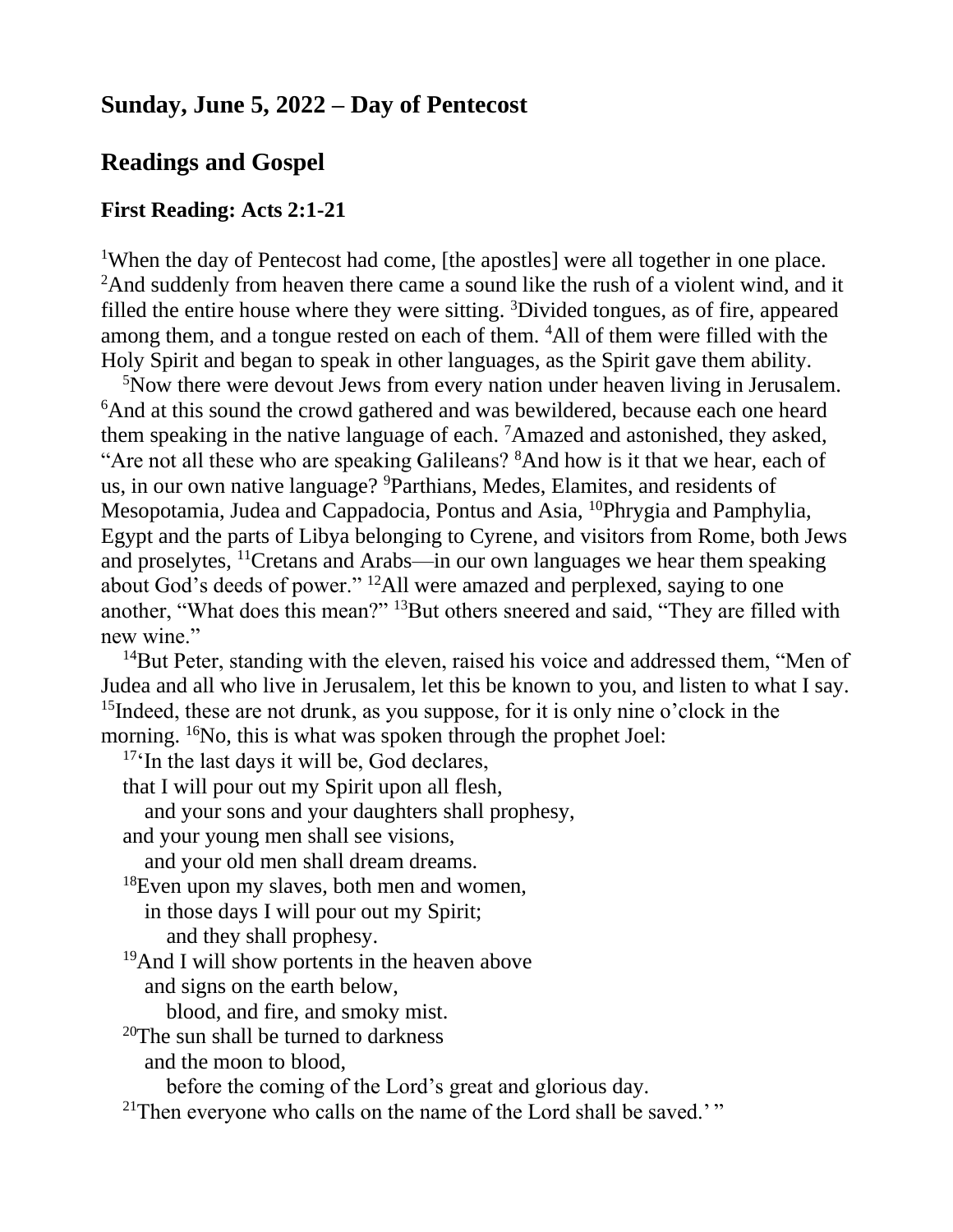## Sunday, June 5, 2022 – Day of Pentecost

## Readings and Gospel

### First Reading: Acts 2:1-21

[1]When the day of Pentecost had come, [the apostles] were all together in one place. [2]And suddenly from heaven there came a sound like the rush of a violent wind, and it filled the entire house where they were sitting. [3]Divided tongues, as of fire, appeared among them, and a tongue rested on each of them. [4]All of them were filled with the Holy Spirit and began to speak in other languages, as the Spirit gave them ability.

[5]Now there were devout Jews from every nation under heaven living in Jerusalem. [6]And at this sound the crowd gathered and was bewildered, because each one heard them speaking in the native language of each. [7]Amazed and astonished, they asked, "Are not all these who are speaking Galileans? [8]And how is it that we hear, each of us, in our own native language? [9]Parthians, Medes, Elamites, and residents of Mesopotamia, Judea and Cappadocia, Pontus and Asia, [10]Phrygia and Pamphylia, Egypt and the parts of Libya belonging to Cyrene, and visitors from Rome, both Jews and proselytes, [11]Cretans and Arabs—in our own languages we hear them speaking about God's deeds of power." [12]All were amazed and perplexed, saying to one another, "What does this mean?" [13]But others sneered and said, "They are filled with new wine."

[14]But Peter, standing with the eleven, raised his voice and addressed them, "Men of Judea and all who live in Jerusalem, let this be known to you, and listen to what I say. [15]Indeed, these are not drunk, as you suppose, for it is only nine o'clock in the morning. [16]No, this is what was spoken through the prophet Joel:

[17]'In the last days it will be, God declares,  
that I will pour out my Spirit upon all flesh,  
and your sons and your daughters shall prophesy,  
and your young men shall see visions,  
and your old men shall dream dreams.  
[18]Even upon my slaves, both men and women,  
in those days I will pour out my Spirit;  
and they shall prophesy.  
[19]And I will show portents in the heaven above  
and signs on the earth below,  
blood, and fire, and smoky mist.  
[20]The sun shall be turned to darkness  
and the moon to blood,  
before the coming of the Lord's great and glorious day.  
[21]Then everyone who calls on the name of the Lord shall be saved.' "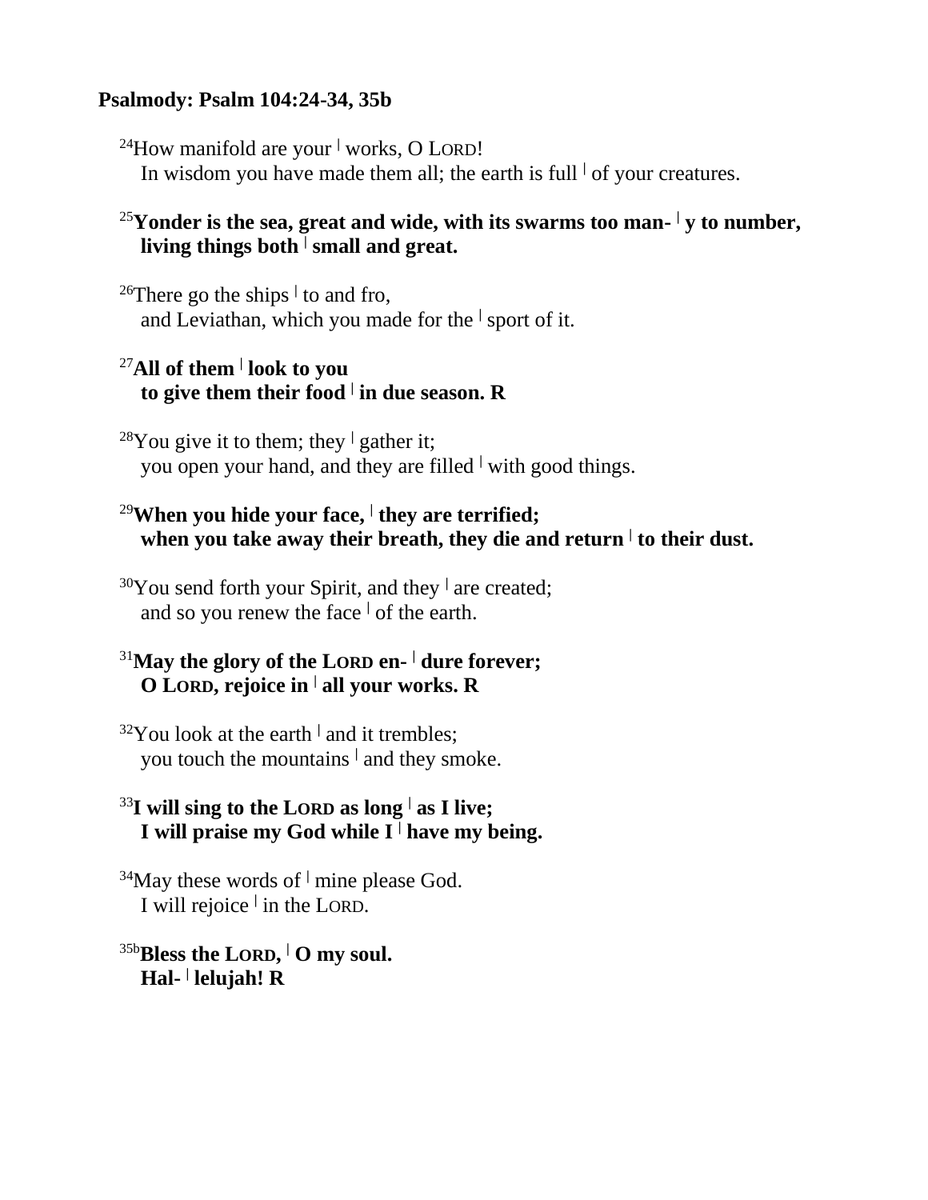**Psalmody: Psalm 104:24-34, 35b**

[24]How manifold are your ǀ works, O LORD!
In wisdom you have made them all; the earth is full ǀ of your creatures.

**[25]Yonder is the sea, great and wide, with its swarms too man- ǀ y to number,
living things both ǀ small and great.**

[26]There go the ships ǀ to and fro,
and Leviathan, which you made for the ǀ sport of it.

**[27]All of them ǀ look to you
to give them their food ǀ in due season. R**

[28]You give it to them; they ǀ gather it;
you open your hand, and they are filled ǀ with good things.

**[29]When you hide your face, ǀ they are terrified;
when you take away their breath, they die and return ǀ to their dust.**

[30]You send forth your Spirit, and they ǀ are created;
and so you renew the face ǀ of the earth.

**[31]May the glory of the LORD en- ǀ dure forever;
O LORD, rejoice in ǀ all your works. R**

[32]You look at the earth ǀ and it trembles;
you touch the mountains ǀ and they smoke.

**[33]I will sing to the LORD as long ǀ as I live;
I will praise my God while I ǀ have my being.**

[34]May these words of ǀ mine please God.
I will rejoice ǀ in the LORD.

**[35b]Bless the LORD, ǀ O my soul.
Hal- ǀ lelujah! R**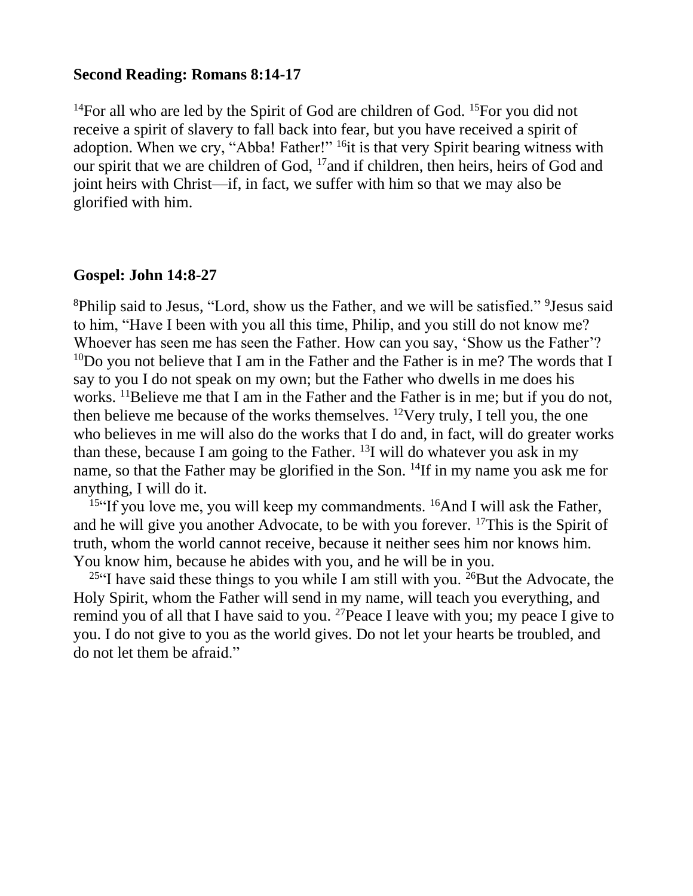### Second Reading: Romans 8:14-17

[14]For all who are led by the Spirit of God are children of God. [15]For you did not receive a spirit of slavery to fall back into fear, but you have received a spirit of adoption. When we cry, "Abba! Father!" [16]it is that very Spirit bearing witness with our spirit that we are children of God, [17]and if children, then heirs, heirs of God and joint heirs with Christ—if, in fact, we suffer with him so that we may also be glorified with him.

### Gospel: John 14:8-27

[8]Philip said to Jesus, "Lord, show us the Father, and we will be satisfied." [9]Jesus said to him, "Have I been with you all this time, Philip, and you still do not know me? Whoever has seen me has seen the Father. How can you say, 'Show us the Father'? [10]Do you not believe that I am in the Father and the Father is in me? The words that I say to you I do not speak on my own; but the Father who dwells in me does his works. [11]Believe me that I am in the Father and the Father is in me; but if you do not, then believe me because of the works themselves. [12]Very truly, I tell you, the one who believes in me will also do the works that I do and, in fact, will do greater works than these, because I am going to the Father. [13]I will do whatever you ask in my name, so that the Father may be glorified in the Son. [14]If in my name you ask me for anything, I will do it.

[15]"If you love me, you will keep my commandments. [16]And I will ask the Father, and he will give you another Advocate, to be with you forever. [17]This is the Spirit of truth, whom the world cannot receive, because it neither sees him nor knows him. You know him, because he abides with you, and he will be in you.

[25]"I have said these things to you while I am still with you. [26]But the Advocate, the Holy Spirit, whom the Father will send in my name, will teach you everything, and remind you of all that I have said to you. [27]Peace I leave with you; my peace I give to you. I do not give to you as the world gives. Do not let your hearts be troubled, and do not let them be afraid."